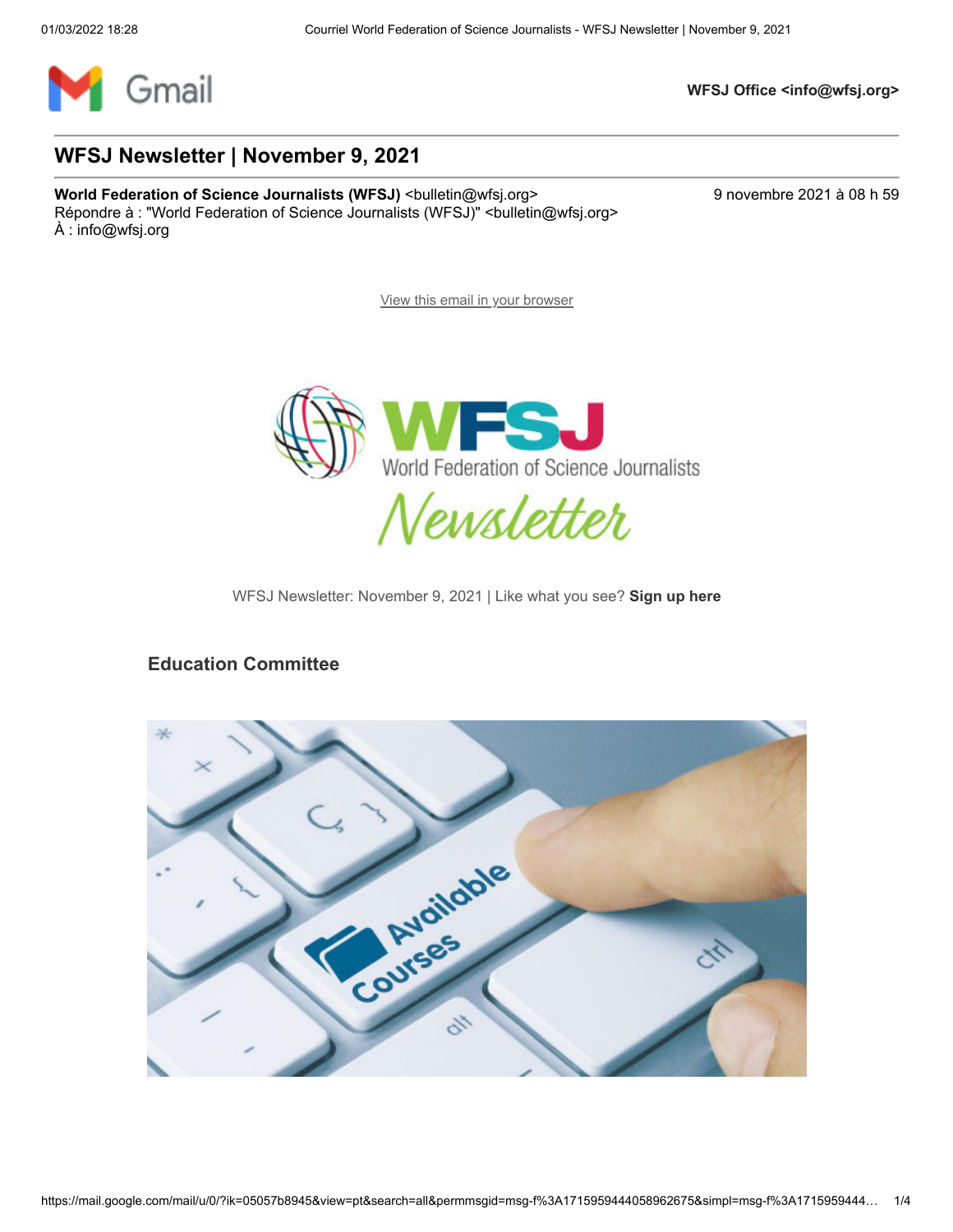WFSJ Office <info@wfsj.org>

# WFSJ Newsletter | November 9, 2021

**World Federation of Science Journalists (WFSJ)** <bulletin@wfsj.org>
Répondre à : "World Federation of Science Journalists (WFSJ)" <bulletin@wfsj.org>
À : info@wfsj.org

9 novembre 2021 à 08 h 59

View this email in your browser

WFSJ Newsletter: November 9, 2021 | Like what you see? **Sign up here**

## Education Committee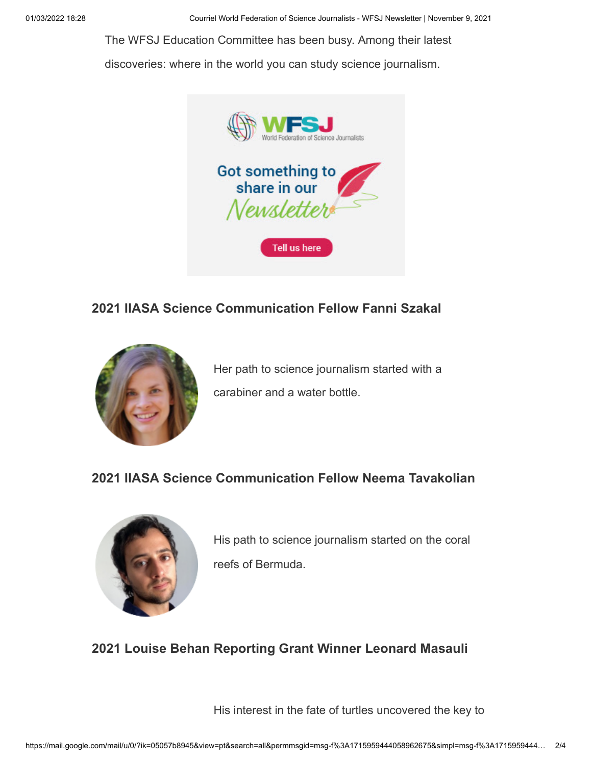The WFSJ Education Committee has been busy. Among their latest discoveries: where in the world you can study science journalism.

Got something to share in our Newsletter

Tell us here

### 2021 IIASA Science Communication Fellow Fanni Szakal

Her path to science journalism started with a carabiner and a water bottle.

### 2021 IIASA Science Communication Fellow Neema Tavakolian

His path to science journalism started on the coral reefs of Bermuda.

### 2021 Louise Behan Reporting Grant Winner Leonard Masauli

His interest in the fate of turtles uncovered the key to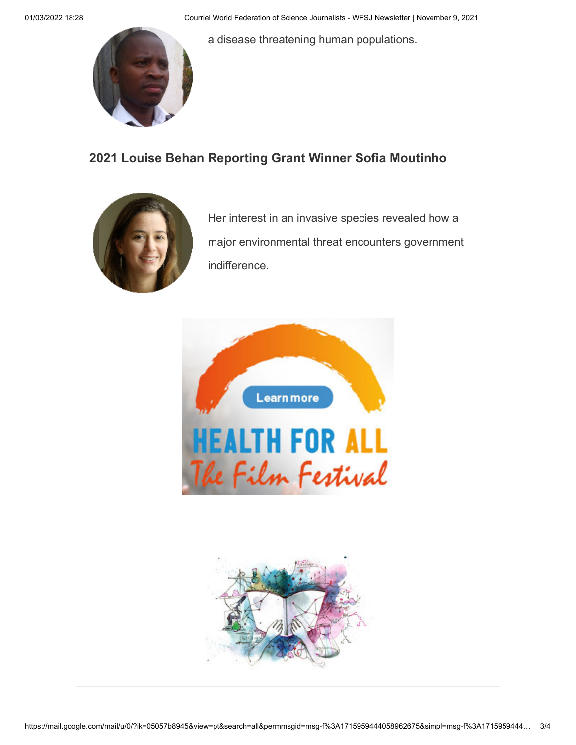a disease threatening human populations.

## 2021 Louise Behan Reporting Grant Winner Sofia Moutinho

Her interest in an invasive species revealed how a major environmental threat encounters government indifference.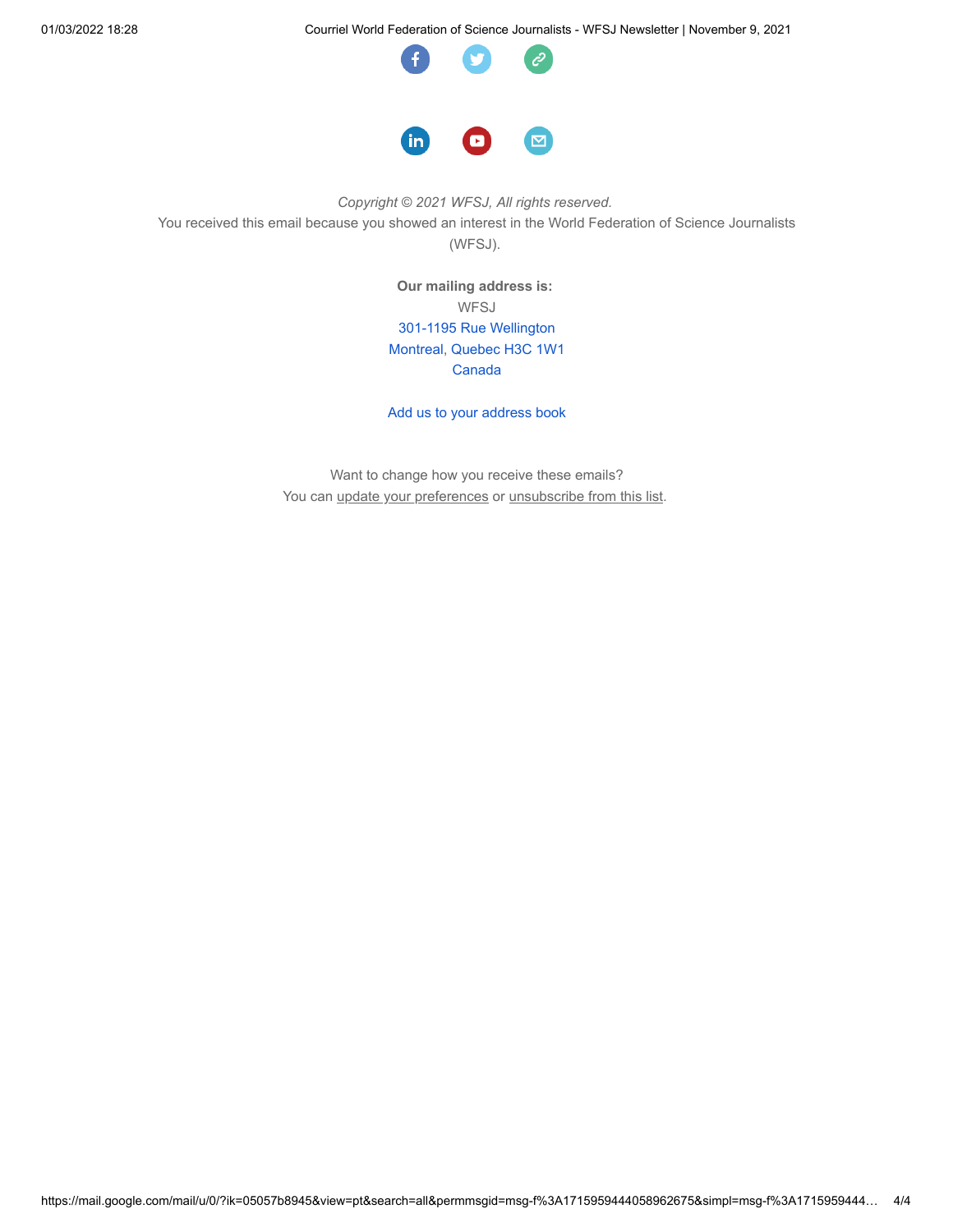*Copyright © 2021 WFSJ, All rights reserved.*
You received this email because you showed an interest in the World Federation of Science Journalists (WFSJ).

**Our mailing address is:**
WFSJ
301-1195 Rue Wellington
Montreal, Quebec H3C 1W1
Canada

Add us to your address book

Want to change how you receive these emails?
You can update your preferences or unsubscribe from this list.